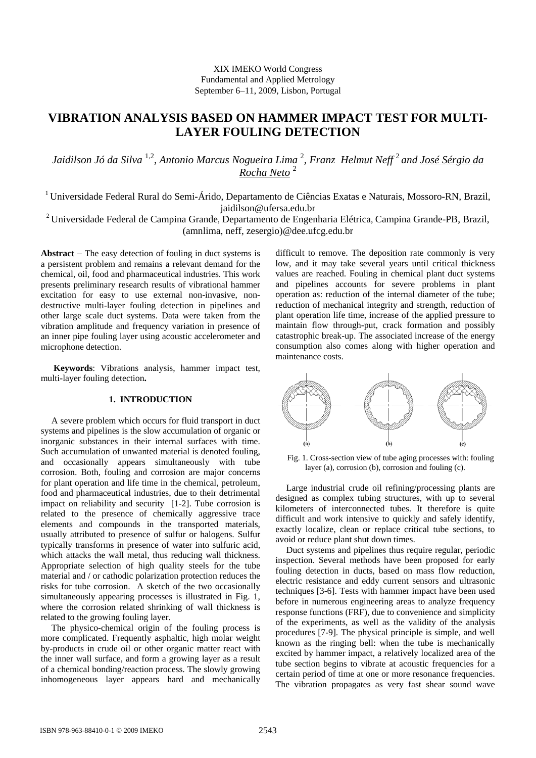XIX IMEKO World Congress
Fundamental and Applied Metrology
September 6−11, 2009, Lisbon, Portugal

# VIBRATION ANALYSIS BASED ON HAMMER IMPACT TEST FOR MULTI-LAYER FOULING DETECTION

*Jaidilson Jó da Silva* [1,2], *Antonio Marcus Nogueira Lima* [2], *Franz Helmut Neff* [2] *and José Sérgio da Rocha Neto* [2]

[1] Universidade Federal Rural do Semi-Árido, Departamento de Ciências Exatas e Naturais, Mossoro-RN, Brazil, jaidilson@ufersa.edu.br

[2] Universidade Federal de Campina Grande, Departamento de Engenharia Elétrica, Campina Grande-PB, Brazil, (amnlima, neff, zesergio)@dee.ufcg.edu.br

**Abstract** − The easy detection of fouling in duct systems is a persistent problem and remains a relevant demand for the chemical, oil, food and pharmaceutical industries. This work presents preliminary research results of vibrational hammer excitation for easy to use external non-invasive, non-destructive multi-layer fouling detection in pipelines and other large scale duct systems. Data were taken from the vibration amplitude and frequency variation in presence of an inner pipe fouling layer using acoustic accelerometer and microphone detection.

**Keywords**: Vibrations analysis, hammer impact test, multi-layer fouling detection**.**

## 1. INTRODUCTION

A severe problem which occurs for fluid transport in duct systems and pipelines is the slow accumulation of organic or inorganic substances in their internal surfaces with time. Such accumulation of unwanted material is denoted fouling, and occasionally appears simultaneously with tube corrosion. Both, fouling and corrosion are major concerns for plant operation and life time in the chemical, petroleum, food and pharmaceutical industries, due to their detrimental impact on reliability and security [1-2]. Tube corrosion is related to the presence of chemically aggressive trace elements and compounds in the transported materials, usually attributed to presence of sulfur or halogens. Sulfur typically transforms in presence of water into sulfuric acid, which attacks the wall metal, thus reducing wall thickness. Appropriate selection of high quality steels for the tube material and / or cathodic polarization protection reduces the risks for tube corrosion. A sketch of the two occasionally simultaneously appearing processes is illustrated in Fig. 1, where the corrosion related shrinking of wall thickness is related to the growing fouling layer.

The physico-chemical origin of the fouling process is more complicated. Frequently asphaltic, high molar weight by-products in crude oil or other organic matter react with the inner wall surface, and form a growing layer as a result of a chemical bonding/reaction process. The slowly growing inhomogeneous layer appears hard and mechanically difficult to remove. The deposition rate commonly is very low, and it may take several years until critical thickness values are reached. Fouling in chemical plant duct systems and pipelines accounts for severe problems in plant operation as: reduction of the internal diameter of the tube; reduction of mechanical integrity and strength, reduction of plant operation life time, increase of the applied pressure to maintain flow through-put, crack formation and possibly catastrophic break-up. The associated increase of the energy consumption also comes along with higher operation and maintenance costs.

Fig. 1. Cross-section view of tube aging processes with: fouling layer (a), corrosion (b), corrosion and fouling (c).

Large industrial crude oil refining/processing plants are designed as complex tubing structures, with up to several kilometers of interconnected tubes. It therefore is quite difficult and work intensive to quickly and safely identify, exactly localize, clean or replace critical tube sections, to avoid or reduce plant shut down times.

Duct systems and pipelines thus require regular, periodic inspection. Several methods have been proposed for early fouling detection in ducts, based on mass flow reduction, electric resistance and eddy current sensors and ultrasonic techniques [3-6]. Tests with hammer impact have been used before in numerous engineering areas to analyze frequency response functions (FRF), due to convenience and simplicity of the experiments, as well as the validity of the analysis procedures [7-9]. The physical principle is simple, and well known as the ringing bell: when the tube is mechanically excited by hammer impact, a relatively localized area of the tube section begins to vibrate at acoustic frequencies for a certain period of time at one or more resonance frequencies. The vibration propagates as very fast shear sound wave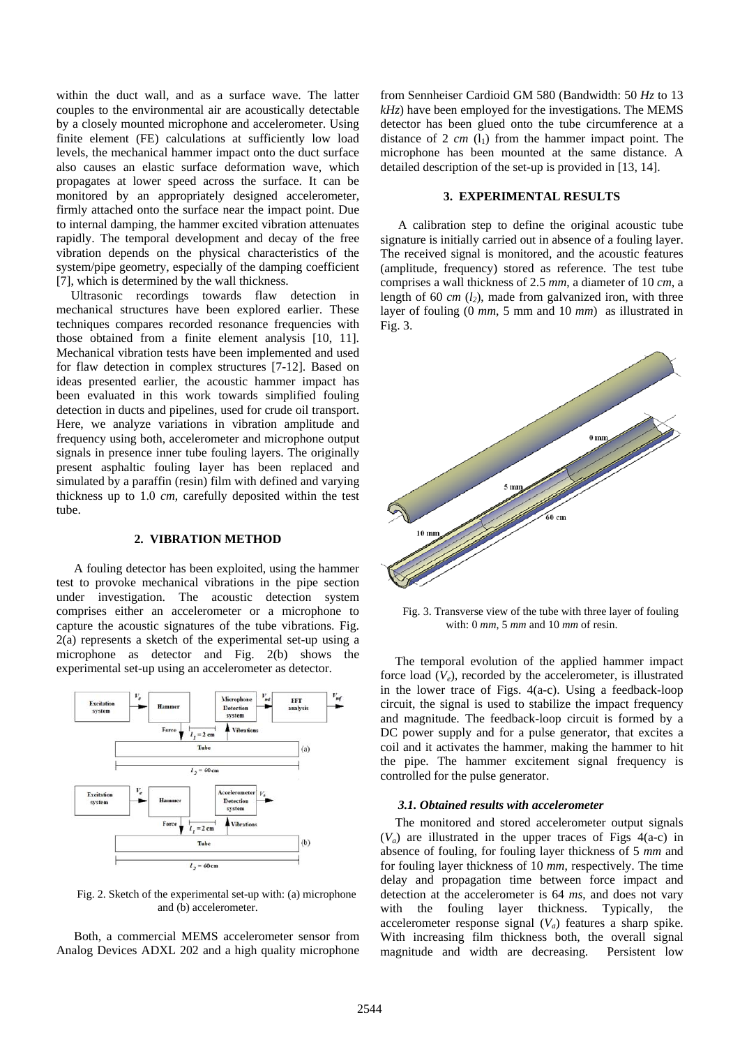within the duct wall, and as a surface wave. The latter couples to the environmental air are acoustically detectable by a closely mounted microphone and accelerometer. Using finite element (FE) calculations at sufficiently low load levels, the mechanical hammer impact onto the duct surface also causes an elastic surface deformation wave, which propagates at lower speed across the surface. It can be monitored by an appropriately designed accelerometer, firmly attached onto the surface near the impact point. Due to internal damping, the hammer excited vibration attenuates rapidly. The temporal development and decay of the free vibration depends on the physical characteristics of the system/pipe geometry, especially of the damping coefficient [7], which is determined by the wall thickness.

Ultrasonic recordings towards flaw detection in mechanical structures have been explored earlier. These techniques compares recorded resonance frequencies with those obtained from a finite element analysis [10, 11]. Mechanical vibration tests have been implemented and used for flaw detection in complex structures [7-12]. Based on ideas presented earlier, the acoustic hammer impact has been evaluated in this work towards simplified fouling detection in ducts and pipelines, used for crude oil transport. Here, we analyze variations in vibration amplitude and frequency using both, accelerometer and microphone output signals in presence inner tube fouling layers. The originally present asphaltic fouling layer has been replaced and simulated by a paraffin (resin) film with defined and varying thickness up to 1.0 *cm*, carefully deposited within the test tube.

## 2. VIBRATION METHOD

A fouling detector has been exploited, using the hammer test to provoke mechanical vibrations in the pipe section under investigation. The acoustic detection system comprises either an accelerometer or a microphone to capture the acoustic signatures of the tube vibrations. Fig. 2(a) represents a sketch of the experimental set-up using a microphone as detector and Fig. 2(b) shows the experimental set-up using an accelerometer as detector.

Fig. 2. Sketch of the experimental set-up with: (a) microphone and (b) accelerometer.

Both, a commercial MEMS accelerometer sensor from Analog Devices ADXL 202 and a high quality microphone from Sennheiser Cardioid GM 580 (Bandwidth: 50 *Hz* to 13 *kHz*) have been employed for the investigations. The MEMS detector has been glued onto the tube circumference at a distance of 2 *cm* ($l_1$) from the hammer impact point. The microphone has been mounted at the same distance. A detailed description of the set-up is provided in [13, 14].

## 3. EXPERIMENTAL RESULTS

A calibration step to define the original acoustic tube signature is initially carried out in absence of a fouling layer. The received signal is monitored, and the acoustic features (amplitude, frequency) stored as reference. The test tube comprises a wall thickness of 2.5 *mm*, a diameter of 10 *cm*, a length of 60 *cm* ($l_2$), made from galvanized iron, with three layer of fouling (0 *mm*, 5 mm and 10 *mm*) as illustrated in Fig. 3.

Fig. 3. Transverse view of the tube with three layer of fouling with: 0 *mm*, 5 *mm* and 10 *mm* of resin.

The temporal evolution of the applied hammer impact force load ($V_e$), recorded by the accelerometer, is illustrated in the lower trace of Figs. 4(a-c). Using a feedback-loop circuit, the signal is used to stabilize the impact frequency and magnitude. The feedback-loop circuit is formed by a DC power supply and for a pulse generator, that excites a coil and it activates the hammer, making the hammer to hit the pipe. The hammer excitement signal frequency is controlled for the pulse generator.

### 3.1. Obtained results with accelerometer

The monitored and stored accelerometer output signals ($V_a$) are illustrated in the upper traces of Figs 4(a-c) in absence of fouling, for fouling layer thickness of 5 *mm* and for fouling layer thickness of 10 *mm*, respectively. The time delay and propagation time between force impact and detection at the accelerometer is 64 *ms*, and does not vary with the fouling layer thickness. Typically, the accelerometer response signal ($V_a$) features a sharp spike. With increasing film thickness both, the overall signal magnitude and width are decreasing. Persistent low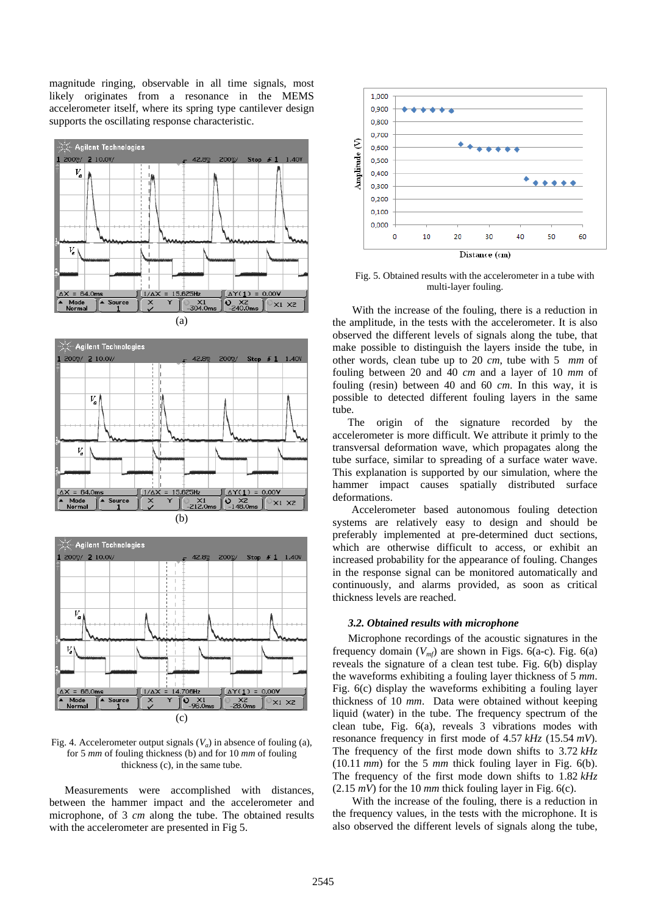magnitude ringing, observable in all time signals, most likely originates from a resonance in the MEMS accelerometer itself, where its spring type cantilever design supports the oscillating response characteristic.

(a)

(b)

(c)

Fig. 4. Accelerometer output signals ($V_a$) in absence of fouling (a), for 5 *mm* of fouling thickness (b) and for 10 *mm* of fouling thickness (c), in the same tube.

Measurements were accomplished with distances, between the hammer impact and the accelerometer and microphone, of 3 *cm* along the tube. The obtained results with the accelerometer are presented in Fig 5.

Fig. 5. Obtained results with the accelerometer in a tube with multi-layer fouling.

With the increase of the fouling, there is a reduction in the amplitude, in the tests with the accelerometer. It is also observed the different levels of signals along the tube, that make possible to distinguish the layers inside the tube, in other words, clean tube up to 20 *cm*, tube with 5 *mm* of fouling between 20 and 40 *cm* and a layer of 10 *mm* of fouling (resin) between 40 and 60 *cm*. In this way, it is possible to detected different fouling layers in the same tube.

The origin of the signature recorded by the accelerometer is more difficult. We attribute it primly to the transversal deformation wave, which propagates along the tube surface, similar to spreading of a surface water wave. This explanation is supported by our simulation, where the hammer impact causes spatially distributed surface deformations.

Accelerometer based autonomous fouling detection systems are relatively easy to design and should be preferably implemented at pre-determined duct sections, which are otherwise difficult to access, or exhibit an increased probability for the appearance of fouling. Changes in the response signal can be monitored automatically and continuously, and alarms provided, as soon as critical thickness levels are reached.

### *3.2. Obtained results with microphone*

Microphone recordings of the acoustic signatures in the frequency domain ($V_{mf}$) are shown in Figs. 6(a-c). Fig. 6(a) reveals the signature of a clean test tube. Fig. 6(b) display the waveforms exhibiting a fouling layer thickness of 5 *mm*. Fig. 6(c) display the waveforms exhibiting a fouling layer thickness of 10 *mm*. Data were obtained without keeping liquid (water) in the tube. The frequency spectrum of the clean tube, Fig. 6(a), reveals 3 vibrations modes with resonance frequency in first mode of 4.57 *kHz* (15.54 *mV*). The frequency of the first mode down shifts to 3.72 *kHz* (10.11 *mm*) for the 5 *mm* thick fouling layer in Fig. 6(b). The frequency of the first mode down shifts to 1.82 *kHz* (2.15 *mV*) for the 10 *mm* thick fouling layer in Fig. 6(c).

With the increase of the fouling, there is a reduction in the frequency values, in the tests with the microphone. It is also observed the different levels of signals along the tube,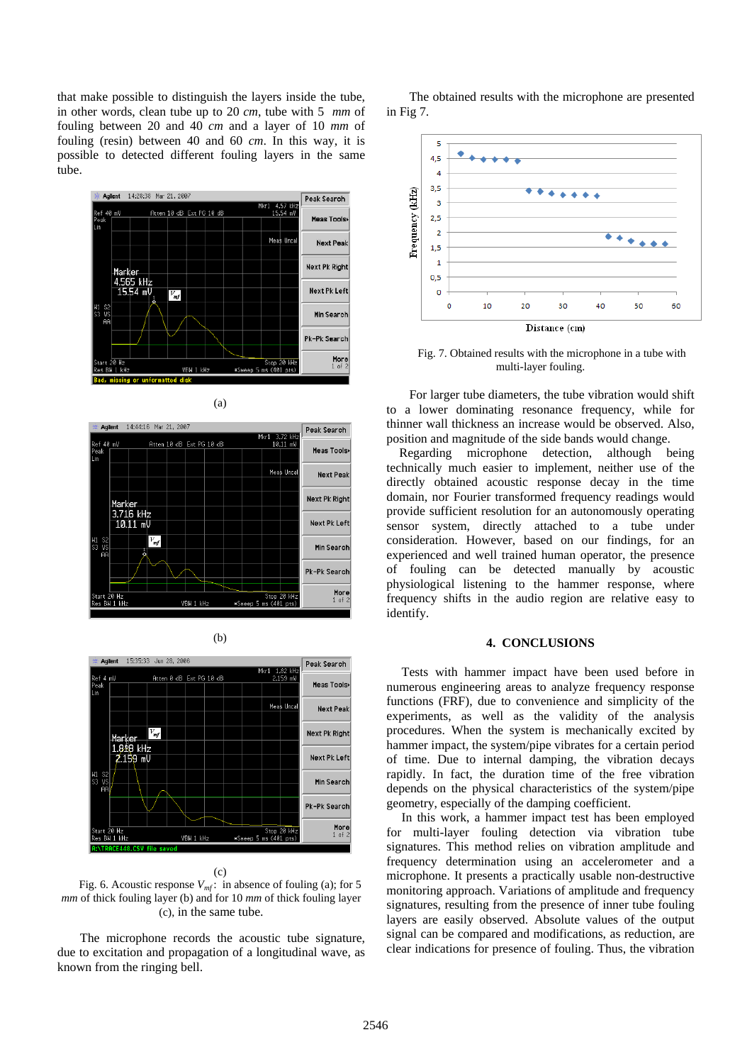that make possible to distinguish the layers inside the tube, in other words, clean tube up to 20 *cm*, tube with 5 *mm* of fouling between 20 and 40 *cm* and a layer of 10 *mm* of fouling (resin) between 40 and 60 *cm*. In this way, it is possible to detected different fouling layers in the same tube.

(a)

(b)

(c)

Fig. 6. Acoustic response $V_{mf}$: in absence of fouling (a); for 5 *mm* of thick fouling layer (b) and for 10 *mm* of thick fouling layer (c), in the same tube.

The microphone records the acoustic tube signature, due to excitation and propagation of a longitudinal wave, as known from the ringing bell.

The obtained results with the microphone are presented in Fig 7.

Fig. 7. Obtained results with the microphone in a tube with multi-layer fouling.

For larger tube diameters, the tube vibration would shift to a lower dominating resonance frequency, while for thinner wall thickness an increase would be observed. Also, position and magnitude of the side bands would change.

Regarding microphone detection, although being technically much easier to implement, neither use of the directly obtained acoustic response decay in the time domain, nor Fourier transformed frequency readings would provide sufficient resolution for an autonomously operating sensor system, directly attached to a tube under consideration. However, based on our findings, for an experienced and well trained human operator, the presence of fouling can be detected manually by acoustic physiological listening to the hammer response, where frequency shifts in the audio region are relative easy to identify.

## 4. CONCLUSIONS

Tests with hammer impact have been used before in numerous engineering areas to analyze frequency response functions (FRF), due to convenience and simplicity of the experiments, as well as the validity of the analysis procedures. When the system is mechanically excited by hammer impact, the system/pipe vibrates for a certain period of time. Due to internal damping, the vibration decays rapidly. In fact, the duration time of the free vibration depends on the physical characteristics of the system/pipe geometry, especially of the damping coefficient.

In this work, a hammer impact test has been employed for multi-layer fouling detection via vibration tube signatures. This method relies on vibration amplitude and frequency determination using an accelerometer and a microphone. It presents a practically usable non-destructive monitoring approach. Variations of amplitude and frequency signatures, resulting from the presence of inner tube fouling layers are easily observed. Absolute values of the output signal can be compared and modifications, as reduction, are clear indications for presence of fouling. Thus, the vibration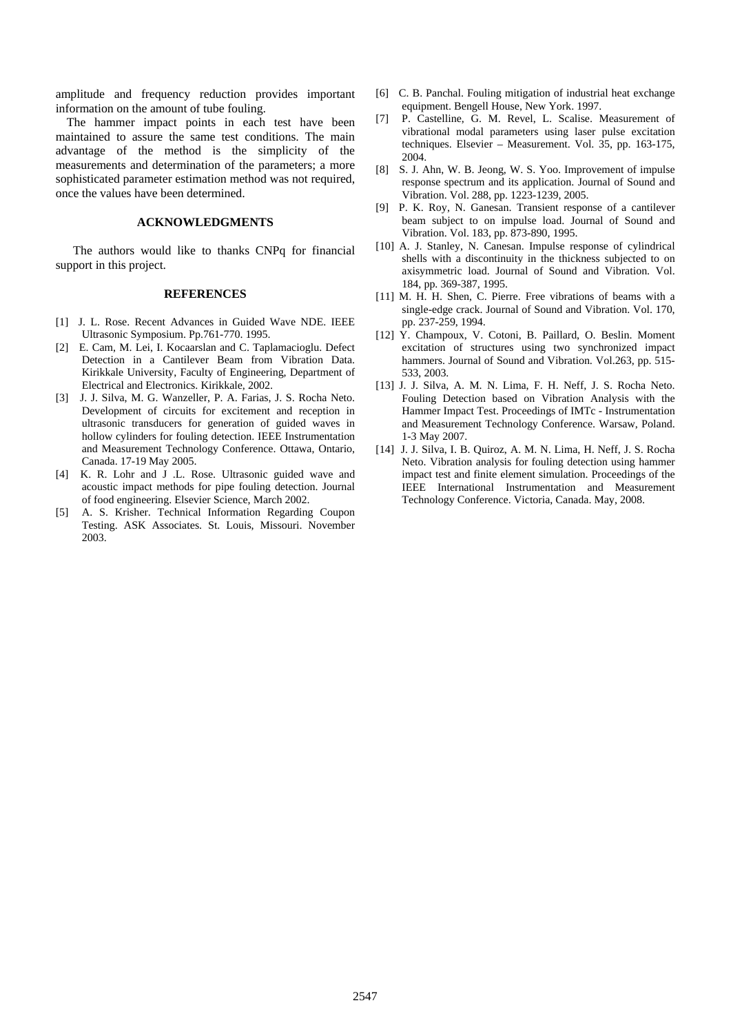amplitude and frequency reduction provides important information on the amount of tube fouling.

The hammer impact points in each test have been maintained to assure the same test conditions. The main advantage of the method is the simplicity of the measurements and determination of the parameters; a more sophisticated parameter estimation method was not required, once the values have been determined.

## ACKNOWLEDGMENTS

The authors would like to thanks CNPq for financial support in this project.

## REFERENCES

[1] J. L. Rose. Recent Advances in Guided Wave NDE. IEEE Ultrasonic Symposium. Pp.761-770. 1995.

[2] E. Cam, M. Lei, I. Kocaarslan and C. Taplamacioglu. Defect Detection in a Cantilever Beam from Vibration Data. Kirikkale University, Faculty of Engineering, Department of Electrical and Electronics. Kirikkale, 2002.

[3] J. J. Silva, M. G. Wanzeller, P. A. Farias, J. S. Rocha Neto. Development of circuits for excitement and reception in ultrasonic transducers for generation of guided waves in hollow cylinders for fouling detection. IEEE Instrumentation and Measurement Technology Conference. Ottawa, Ontario, Canada. 17-19 May 2005.

[4] K. R. Lohr and J .L. Rose. Ultrasonic guided wave and acoustic impact methods for pipe fouling detection. Journal of food engineering. Elsevier Science, March 2002.

[5] A. S. Krisher. Technical Information Regarding Coupon Testing. ASK Associates. St. Louis, Missouri. November 2003.

[6] C. B. Panchal. Fouling mitigation of industrial heat exchange equipment. Bengell House, New York. 1997.

[7] P. Castelline, G. M. Revel, L. Scalise. Measurement of vibrational modal parameters using laser pulse excitation techniques. Elsevier – Measurement. Vol. 35, pp. 163-175, 2004.

[8] S. J. Ahn, W. B. Jeong, W. S. Yoo. Improvement of impulse response spectrum and its application. Journal of Sound and Vibration. Vol. 288, pp. 1223-1239, 2005.

[9] P. K. Roy, N. Ganesan. Transient response of a cantilever beam subject to on impulse load. Journal of Sound and Vibration. Vol. 183, pp. 873-890, 1995.

[10] A. J. Stanley, N. Canesan. Impulse response of cylindrical shells with a discontinuity in the thickness subjected to on axisymmetric load. Journal of Sound and Vibration. Vol. 184, pp. 369-387, 1995.

[11] M. H. H. Shen, C. Pierre. Free vibrations of beams with a single-edge crack. Journal of Sound and Vibration. Vol. 170, pp. 237-259, 1994.

[12] Y. Champoux, V. Cotoni, B. Paillard, O. Beslin. Moment excitation of structures using two synchronized impact hammers. Journal of Sound and Vibration. Vol.263, pp. 515-533, 2003.

[13] J. J. Silva, A. M. N. Lima, F. H. Neff, J. S. Rocha Neto. Fouling Detection based on Vibration Analysis with the Hammer Impact Test. Proceedings of IMTc - Instrumentation and Measurement Technology Conference. Warsaw, Poland. 1-3 May 2007.

[14] J. J. Silva, I. B. Quiroz, A. M. N. Lima, H. Neff, J. S. Rocha Neto. Vibration analysis for fouling detection using hammer impact test and finite element simulation. Proceedings of the IEEE International Instrumentation and Measurement Technology Conference. Victoria, Canada. May, 2008.